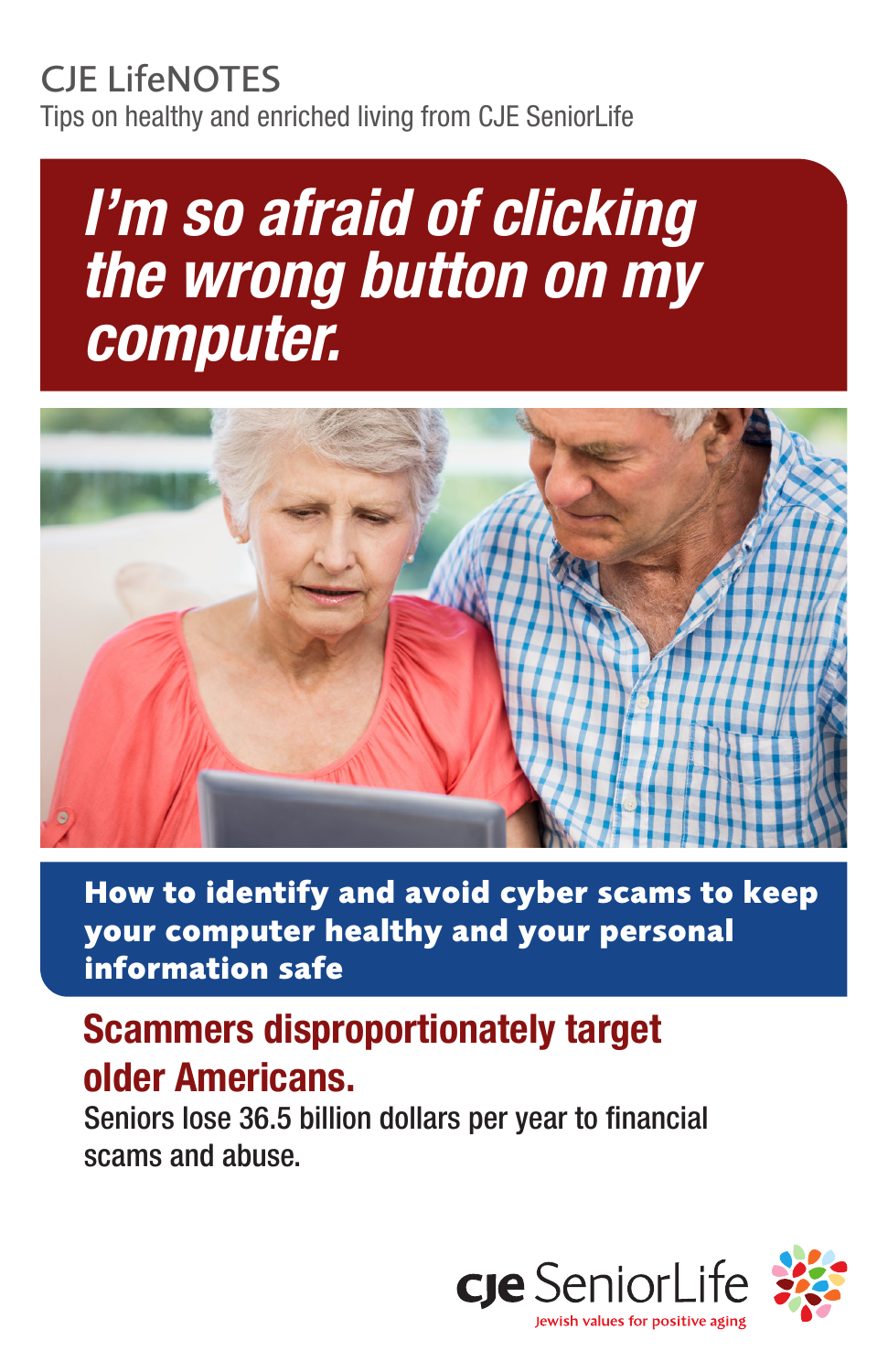CJE LifeNOTES

Tips on healthy and enriched living from CJE SeniorLife

# *I'm so afraid of clicking the wrong button on my computer.*

## How to identify and avoid cyber scams to keep your computer healthy and your personal information safe

### Scammers disproportionately target older Americans.

Seniors lose 36.5 billion dollars per year to financial scams and abuse.

CJE SeniorLife

Jewish values for positive aging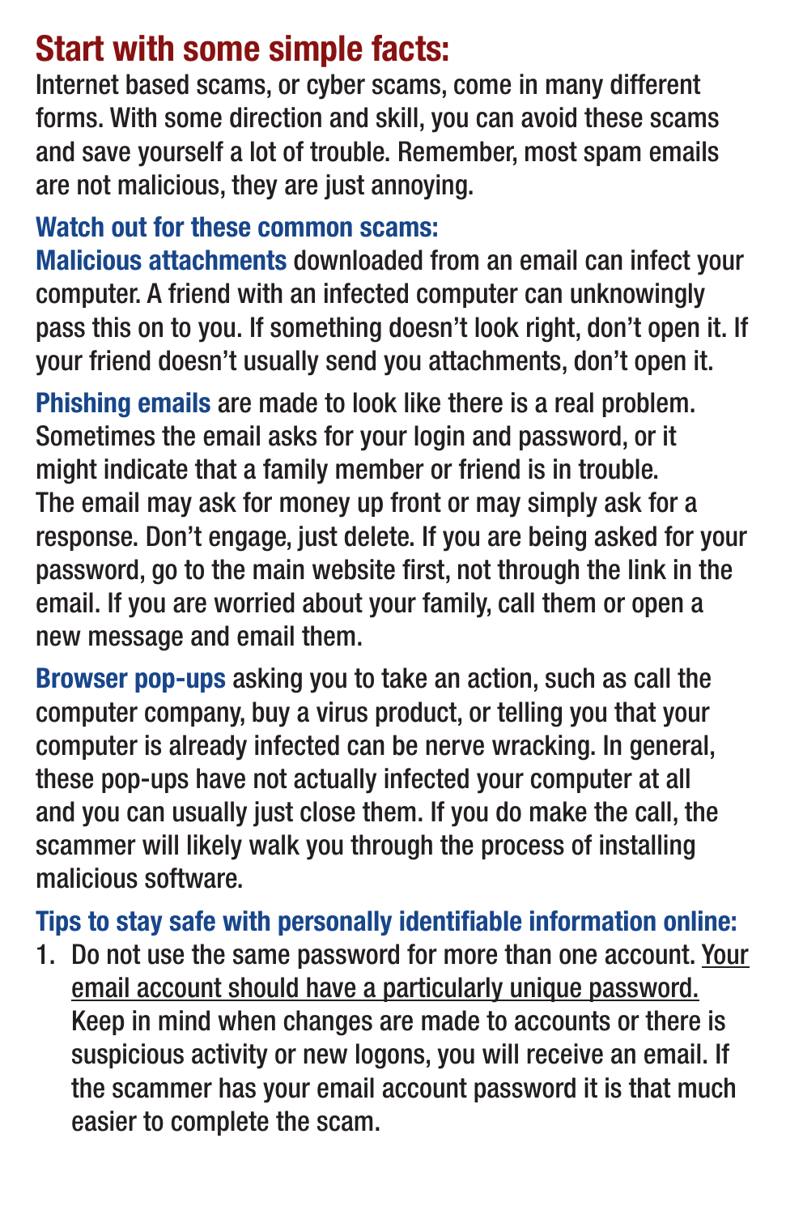## Start with some simple facts:

Internet based scams, or cyber scams, come in many different forms. With some direction and skill, you can avoid these scams and save yourself a lot of trouble. Remember, most spam emails are not malicious, they are just annoying.

### Watch out for these common scams:

**Malicious attachments** downloaded from an email can infect your computer. A friend with an infected computer can unknowingly pass this on to you. If something doesn't look right, don't open it. If your friend doesn't usually send you attachments, don't open it.

**Phishing emails** are made to look like there is a real problem. Sometimes the email asks for your login and password, or it might indicate that a family member or friend is in trouble. The email may ask for money up front or may simply ask for a response. Don't engage, just delete. If you are being asked for your password, go to the main website first, not through the link in the email. If you are worried about your family, call them or open a new message and email them.

**Browser pop-ups** asking you to take an action, such as call the computer company, buy a virus product, or telling you that your computer is already infected can be nerve wracking. In general, these pop-ups have not actually infected your computer at all and you can usually just close them. If you do make the call, the scammer will likely walk you through the process of installing malicious software.

### Tips to stay safe with personally identifiable information online:

1. Do not use the same password for more than one account. <u>Your email account should have a particularly unique password.</u> Keep in mind when changes are made to accounts or there is suspicious activity or new logons, you will receive an email. If the scammer has your email account password it is that much easier to complete the scam.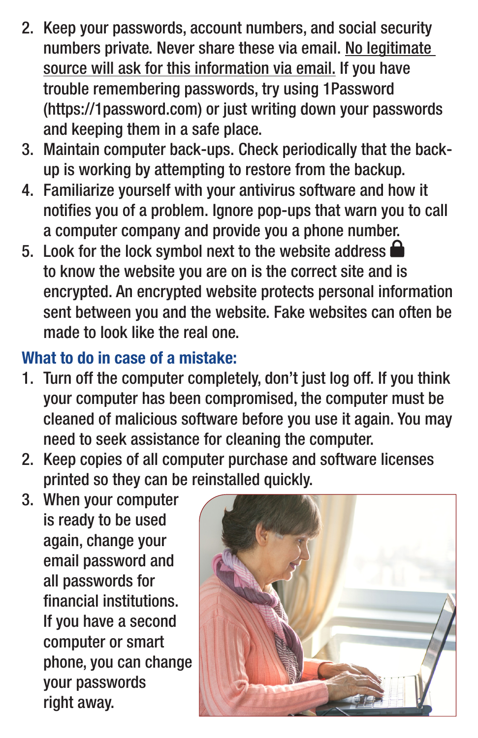2. Keep your passwords, account numbers, and social security numbers private. Never share these via email. No legitimate source will ask for this information via email. If you have trouble remembering passwords, try using 1Password (https://1password.com) or just writing down your passwords and keeping them in a safe place.
3. Maintain computer back-ups. Check periodically that the back-up is working by attempting to restore from the backup.
4. Familiarize yourself with your antivirus software and how it notifies you of a problem. Ignore pop-ups that warn you to call a computer company and provide you a phone number.
5. Look for the lock symbol next to the website address 🔒 to know the website you are on is the correct site and is encrypted. An encrypted website protects personal information sent between you and the website. Fake websites can often be made to look like the real one.

## What to do in case of a mistake:

1. Turn off the computer completely, don't just log off. If you think your computer has been compromised, the computer must be cleaned of malicious software before you use it again. You may need to seek assistance for cleaning the computer.
2. Keep copies of all computer purchase and software licenses printed so they can be reinstalled quickly.
3. When your computer is ready to be used again, change your email password and all passwords for financial institutions. If you have a second computer or smart phone, you can change your passwords right away.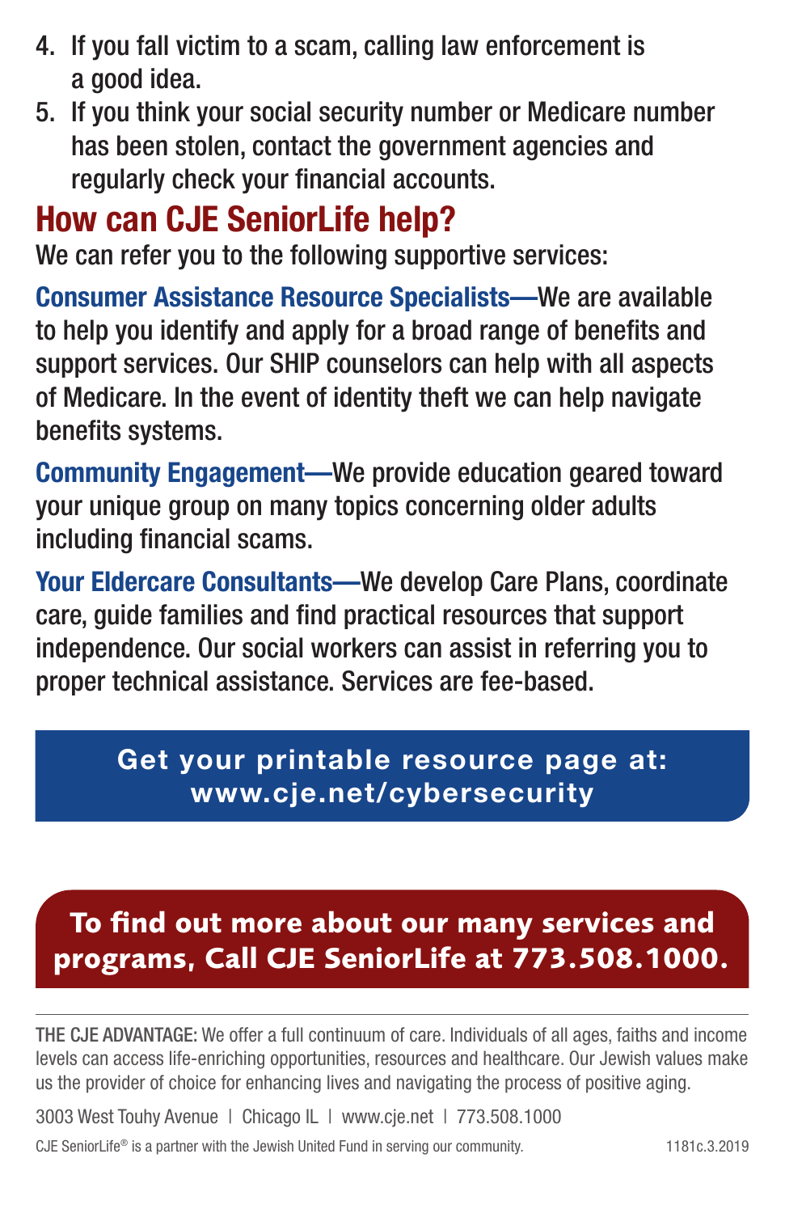4. If you fall victim to a scam, calling law enforcement is a good idea.
5. If you think your social security number or Medicare number has been stolen, contact the government agencies and regularly check your financial accounts.

## How can CJE SeniorLife help?

We can refer you to the following supportive services:

**Consumer Assistance Resource Specialists—**We are available to help you identify and apply for a broad range of benefits and support services. Our SHIP counselors can help with all aspects of Medicare. In the event of identity theft we can help navigate benefits systems.

**Community Engagement—**We provide education geared toward your unique group on many topics concerning older adults including financial scams.

**Your Eldercare Consultants—**We develop Care Plans, coordinate care, guide families and find practical resources that support independence. Our social workers can assist in referring you to proper technical assistance. Services are fee-based.

**Get your printable resource page at: www.cje.net/cybersecurity**

**To find out more about our many services and programs, Call CJE SeniorLife at 773.508.1000.**

---

THE CJE ADVANTAGE: We offer a full continuum of care. Individuals of all ages, faiths and income levels can access life-enriching opportunities, resources and healthcare. Our Jewish values make us the provider of choice for enhancing lives and navigating the process of positive aging.

3003 West Touhy Avenue | Chicago IL | www.cje.net | 773.508.1000

CJE SeniorLife® is a partner with the Jewish United Fund in serving our community.

1181c.3.2019